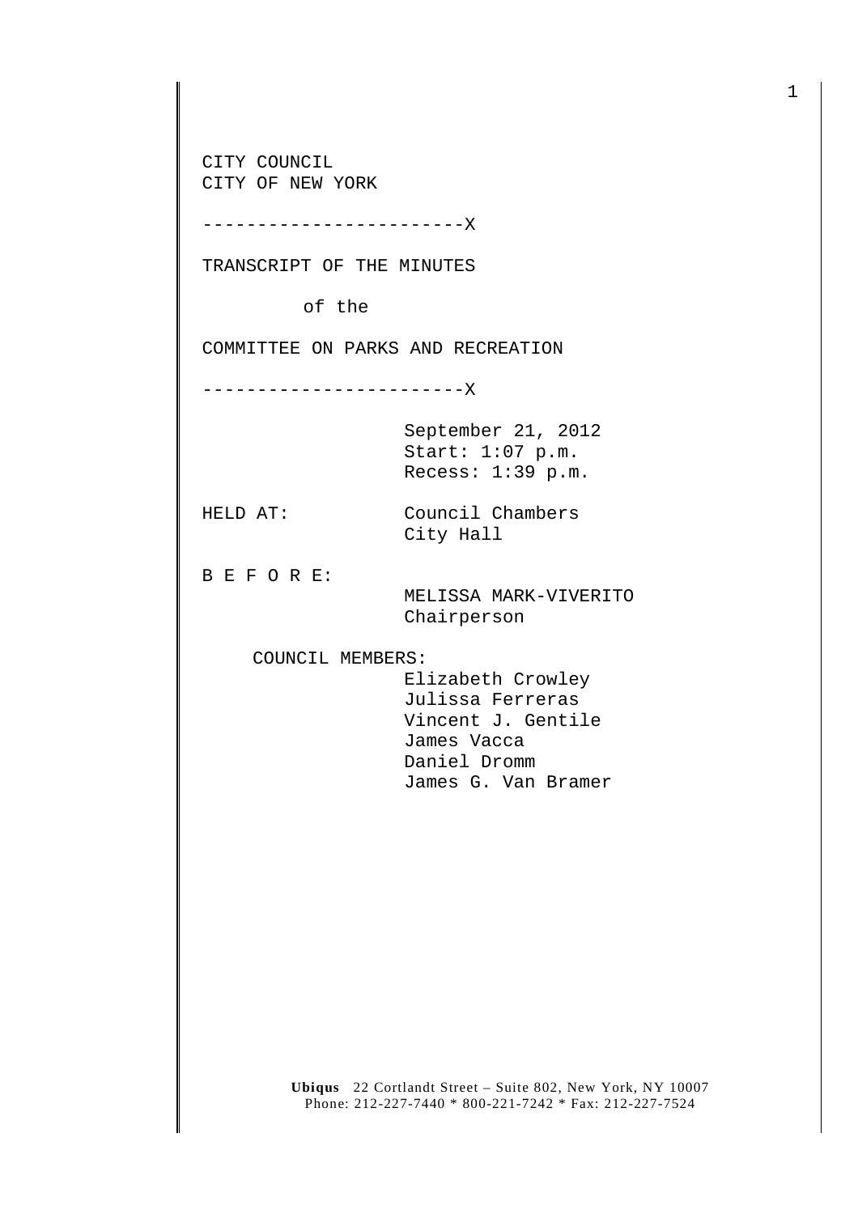CITY COUNCIL
CITY OF NEW YORK

------------------------X

TRANSCRIPT OF THE MINUTES

of the

COMMITTEE ON PARKS AND RECREATION

------------------------X

September 21, 2012
Start: 1:07 p.m.
Recess: 1:39 p.m.

HELD AT: Council Chambers
City Hall

B E F O R E:

MELISSA MARK-VIVERITO
Chairperson

COUNCIL MEMBERS:

Elizabeth Crowley
Julissa Ferreras
Vincent J. Gentile
James Vacca
Daniel Dromm
James G. Van Bramer

**Ubiqus** 22 Cortlandt Street – Suite 802, New York, NY 10007
Phone: 212-227-7440 * 800-221-7242 * Fax: 212-227-7524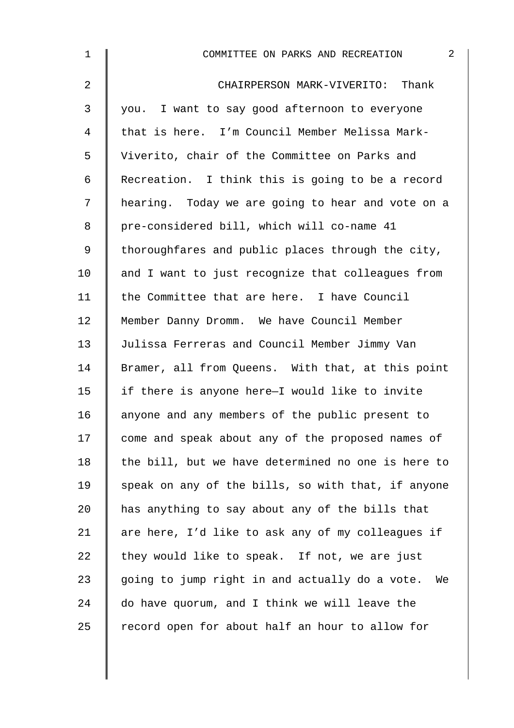CHAIRPERSON MARK-VIVERITO: Thank you. I want to say good afternoon to everyone that is here. I'm Council Member Melissa Mark-Viverito, chair of the Committee on Parks and Recreation. I think this is going to be a record hearing. Today we are going to hear and vote on a pre-considered bill, which will co-name 41 thoroughfares and public places through the city, and I want to just recognize that colleagues from the Committee that are here. I have Council Member Danny Dromm. We have Council Member Julissa Ferreras and Council Member Jimmy Van Bramer, all from Queens. With that, at this point if there is anyone here—I would like to invite anyone and any members of the public present to come and speak about any of the proposed names of the bill, but we have determined no one is here to speak on any of the bills, so with that, if anyone has anything to say about any of the bills that are here, I'd like to ask any of my colleagues if they would like to speak. If not, we are just going to jump right in and actually do a vote. We do have quorum, and I think we will leave the record open for about half an hour to allow for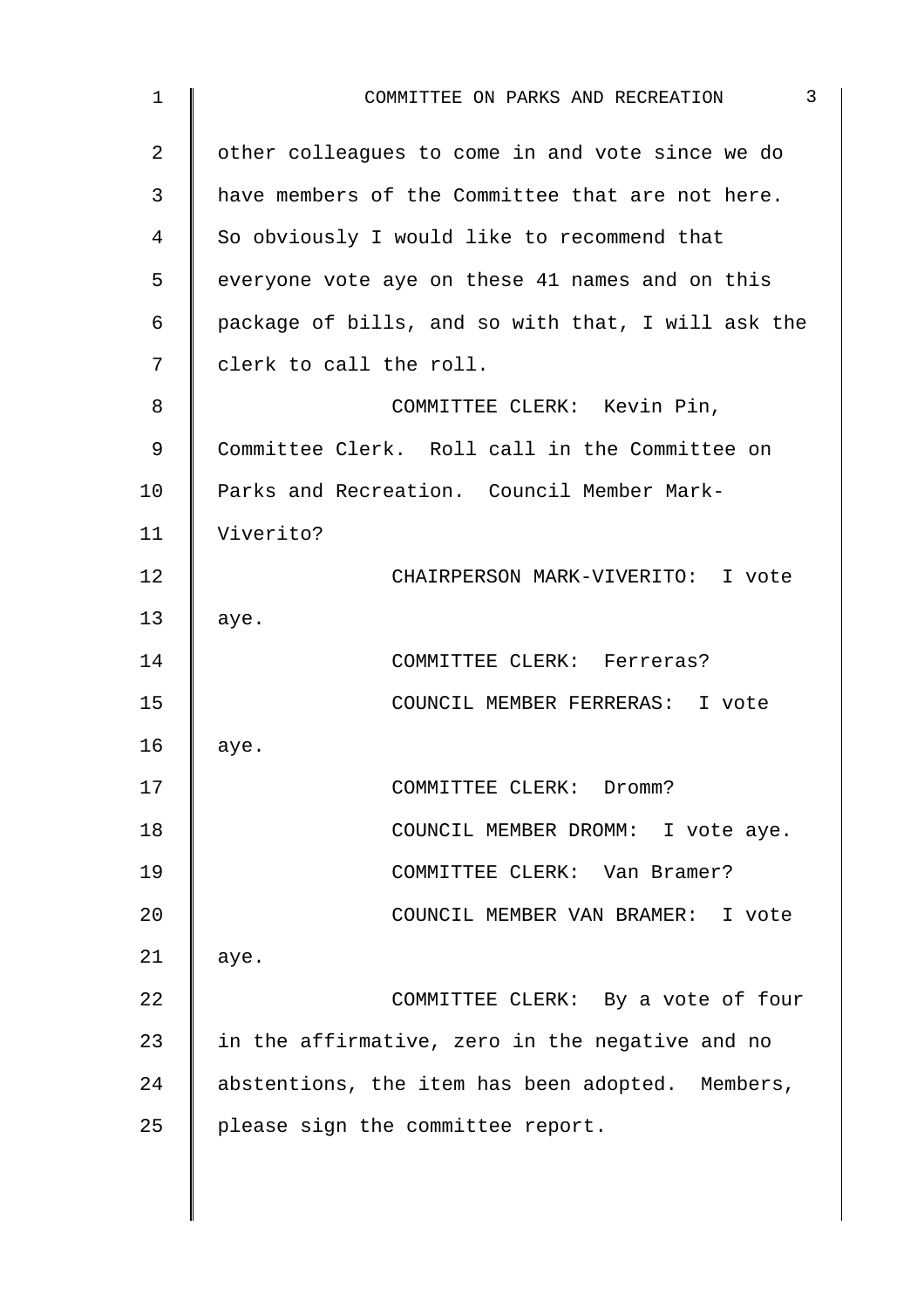other colleagues to come in and vote since we do have members of the Committee that are not here. So obviously I would like to recommend that everyone vote aye on these 41 names and on this package of bills, and so with that, I will ask the clerk to call the roll.

COMMITTEE CLERK: Kevin Pin, Committee Clerk. Roll call in the Committee on Parks and Recreation. Council Member Mark-Viverito?

CHAIRPERSON MARK-VIVERITO: I vote aye.

COMMITTEE CLERK: Ferreras?

COUNCIL MEMBER FERRERAS: I vote aye.

COMMITTEE CLERK: Dromm?

COUNCIL MEMBER DROMM: I vote aye.

COMMITTEE CLERK: Van Bramer?

COUNCIL MEMBER VAN BRAMER: I vote aye.

COMMITTEE CLERK: By a vote of four in the affirmative, zero in the negative and no abstentions, the item has been adopted. Members, please sign the committee report.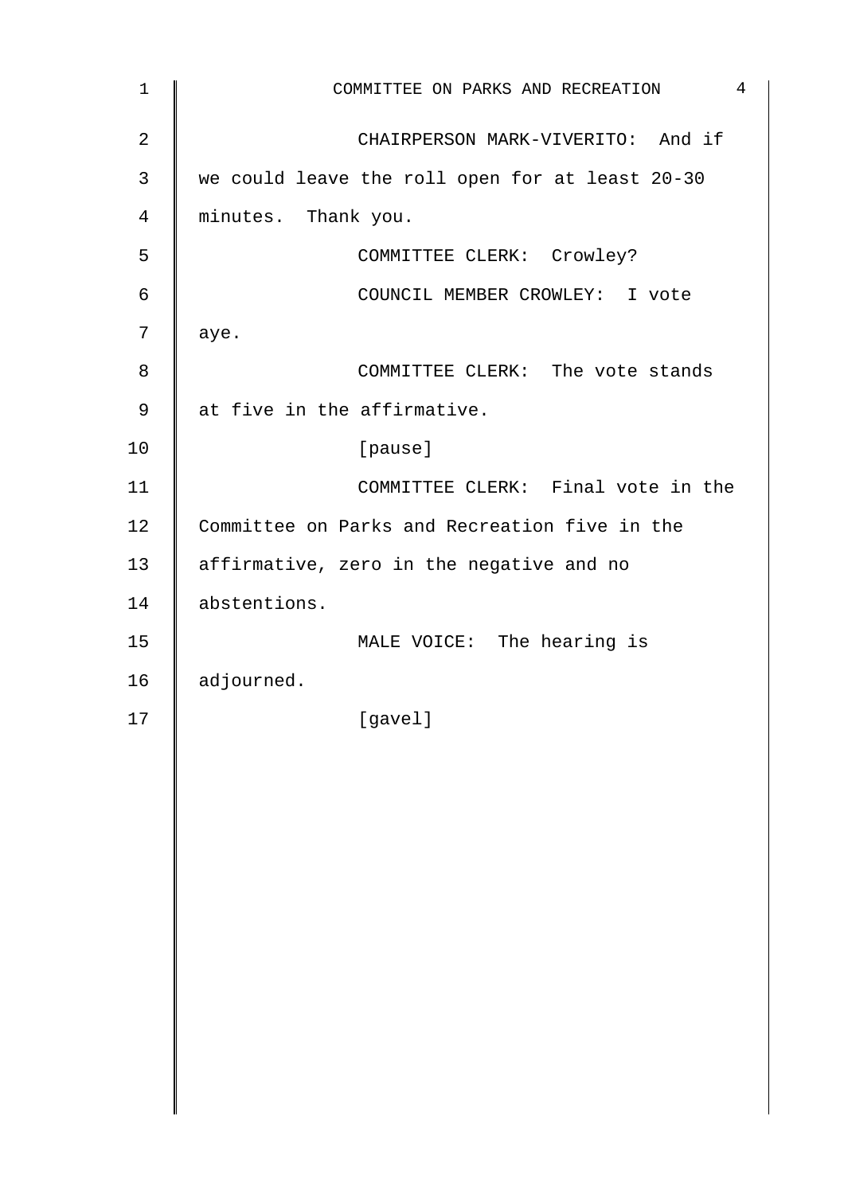CHAIRPERSON MARK-VIVERITO: And if we could leave the roll open for at least 20-30 minutes. Thank you.

COMMITTEE CLERK: Crowley?

COUNCIL MEMBER CROWLEY: I vote aye.

COMMITTEE CLERK: The vote stands at five in the affirmative.

[pause]

COMMITTEE CLERK: Final vote in the Committee on Parks and Recreation five in the affirmative, zero in the negative and no abstentions.

MALE VOICE: The hearing is adjourned.

[gavel]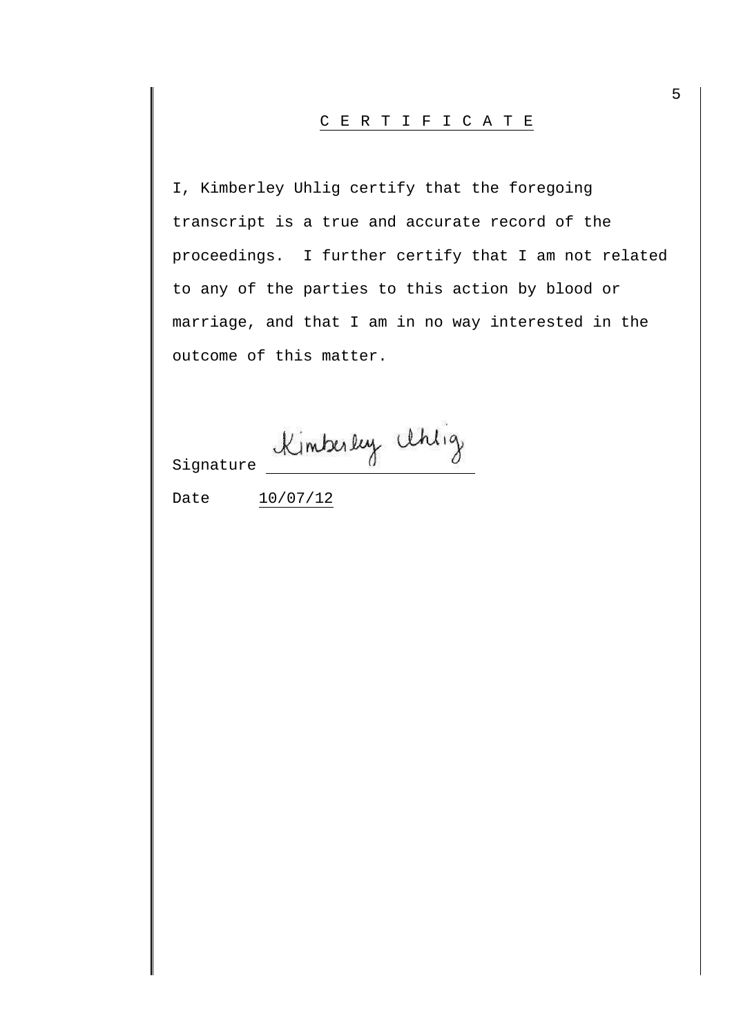# C E R T I F I C A T E

I, Kimberley Uhlig certify that the foregoing transcript is a true and accurate record of the proceedings. I further certify that I am not related to any of the parties to this action by blood or marriage, and that I am in no way interested in the outcome of this matter.

Signature Kimberley Uhlig

Date 10/07/12